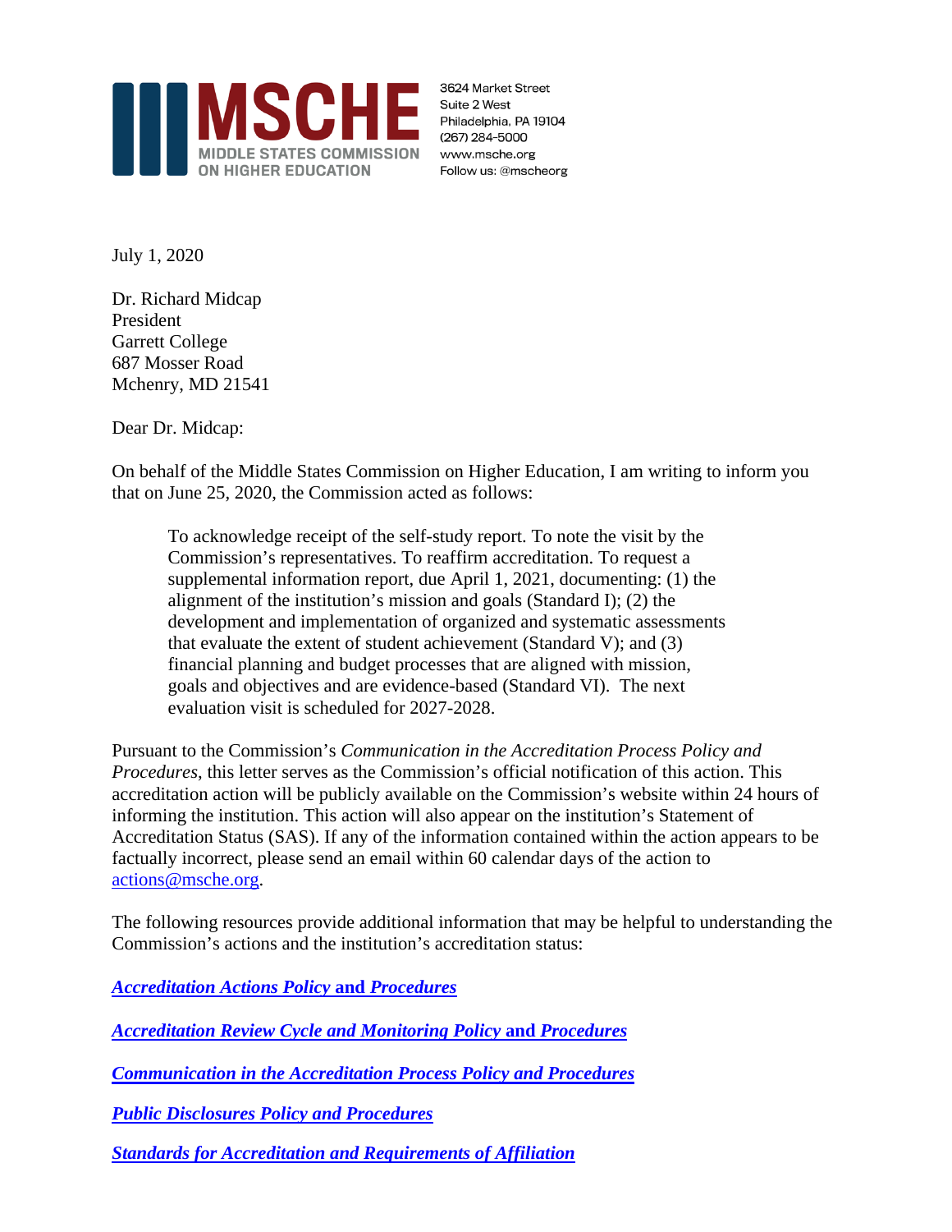**MSCHE**
MIDDLE STATES COMMISSION ON HIGHER EDUCATION

3624 Market Street
Suite 2 West
Philadelphia, PA 19104
(267) 284-5000
www.msche.org
Follow us: @mscheorg

July 1, 2020

Dr. Richard Midcap
President
Garrett College
687 Mosser Road
Mchenry, MD 21541

Dear Dr. Midcap:

On behalf of the Middle States Commission on Higher Education, I am writing to inform you that on June 25, 2020, the Commission acted as follows:

> To acknowledge receipt of the self-study report. To note the visit by the Commission's representatives. To reaffirm accreditation. To request a supplemental information report, due April 1, 2021, documenting: (1) the alignment of the institution's mission and goals (Standard I); (2) the development and implementation of organized and systematic assessments that evaluate the extent of student achievement (Standard V); and (3) financial planning and budget processes that are aligned with mission, goals and objectives and are evidence-based (Standard VI). The next evaluation visit is scheduled for 2027-2028.

Pursuant to the Commission's *Communication in the Accreditation Process Policy and Procedures*, this letter serves as the Commission's official notification of this action. This accreditation action will be publicly available on the Commission's website within 24 hours of informing the institution. This action will also appear on the institution's Statement of Accreditation Status (SAS). If any of the information contained within the action appears to be factually incorrect, please send an email within 60 calendar days of the action to actions@msche.org.

The following resources provide additional information that may be helpful to understanding the Commission's actions and the institution's accreditation status:

***Accreditation Actions Policy* and *Procedures***

***Accreditation Review Cycle and Monitoring Policy* and *Procedures***

***Communication in the Accreditation Process Policy and Procedures***

***Public Disclosures Policy and Procedures***

***Standards for Accreditation and Requirements of Affiliation***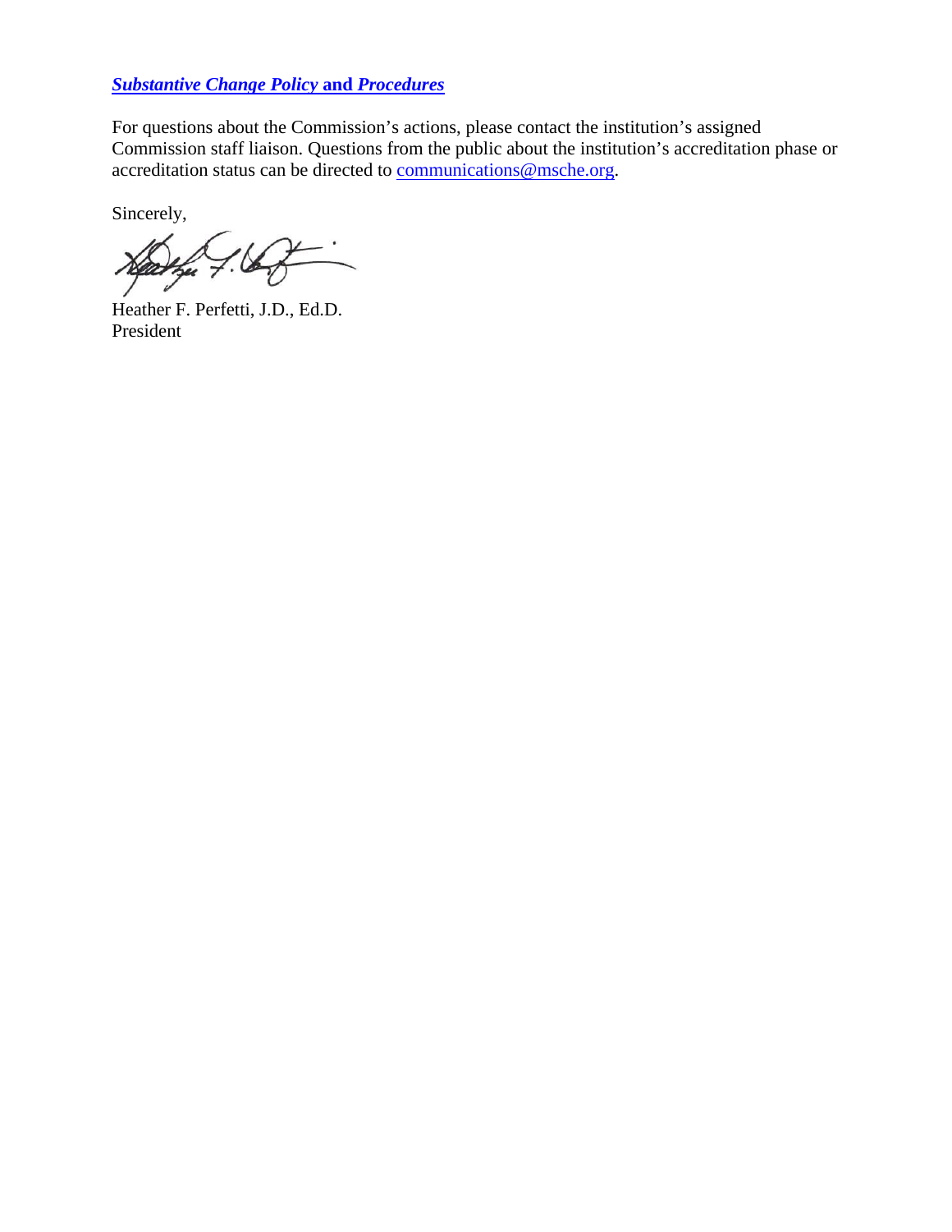[***Substantive Change Policy* and *Procedures***]

For questions about the Commission's actions, please contact the institution's assigned Commission staff liaison. Questions from the public about the institution's accreditation phase or accreditation status can be directed to communications@msche.org.

Sincerely,

Heather F. Perfetti, J.D., Ed.D.
President